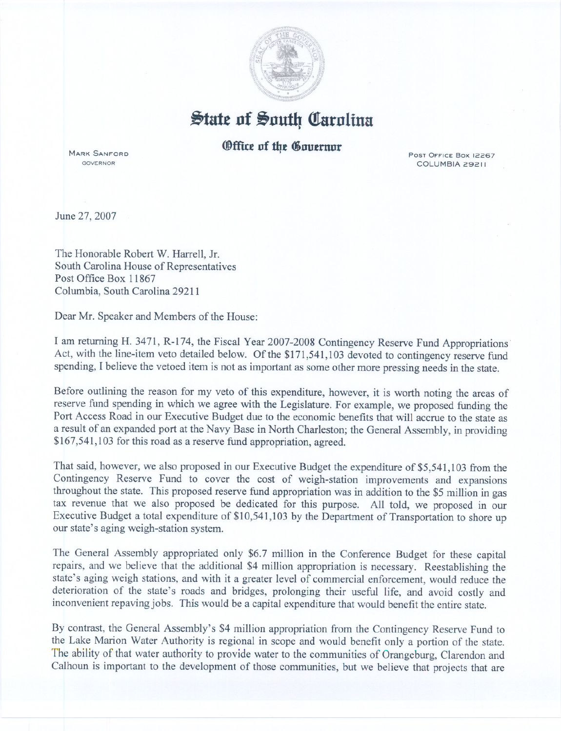# State of South Carolina

## Office of the Governor

MARK SANFORD
GOVERNOR

POST OFFICE BOX 12267
COLUMBIA 29211

June 27, 2007

The Honorable Robert W. Harrell, Jr.
South Carolina House of Representatives
Post Office Box 11867
Columbia, South Carolina 29211

Dear Mr. Speaker and Members of the House:

I am returning H. 3471, R-174, the Fiscal Year 2007-2008 Contingency Reserve Fund Appropriations Act, with the line-item veto detailed below. Of the $171,541,103 devoted to contingency reserve fund spending, I believe the vetoed item is not as important as some other more pressing needs in the state.

Before outlining the reason for my veto of this expenditure, however, it is worth noting the areas of reserve fund spending in which we agree with the Legislature. For example, we proposed funding the Port Access Road in our Executive Budget due to the economic benefits that will accrue to the state as a result of an expanded port at the Navy Base in North Charleston; the General Assembly, in providing $167,541,103 for this road as a reserve fund appropriation, agreed.

That said, however, we also proposed in our Executive Budget the expenditure of $5,541,103 from the Contingency Reserve Fund to cover the cost of weigh-station improvements and expansions throughout the state. This proposed reserve fund appropriation was in addition to the $5 million in gas tax revenue that we also proposed be dedicated for this purpose. All told, we proposed in our Executive Budget a total expenditure of $10,541,103 by the Department of Transportation to shore up our state's aging weigh-station system.

The General Assembly appropriated only $6.7 million in the Conference Budget for these capital repairs, and we believe that the additional $4 million appropriation is necessary. Reestablishing the state's aging weigh stations, and with it a greater level of commercial enforcement, would reduce the deterioration of the state's roads and bridges, prolonging their useful life, and avoid costly and inconvenient repaving jobs. This would be a capital expenditure that would benefit the entire state.

By contrast, the General Assembly's $4 million appropriation from the Contingency Reserve Fund to the Lake Marion Water Authority is regional in scope and would benefit only a portion of the state. The ability of that water authority to provide water to the communities of Orangeburg, Clarendon and Calhoun is important to the development of those communities, but we believe that projects that are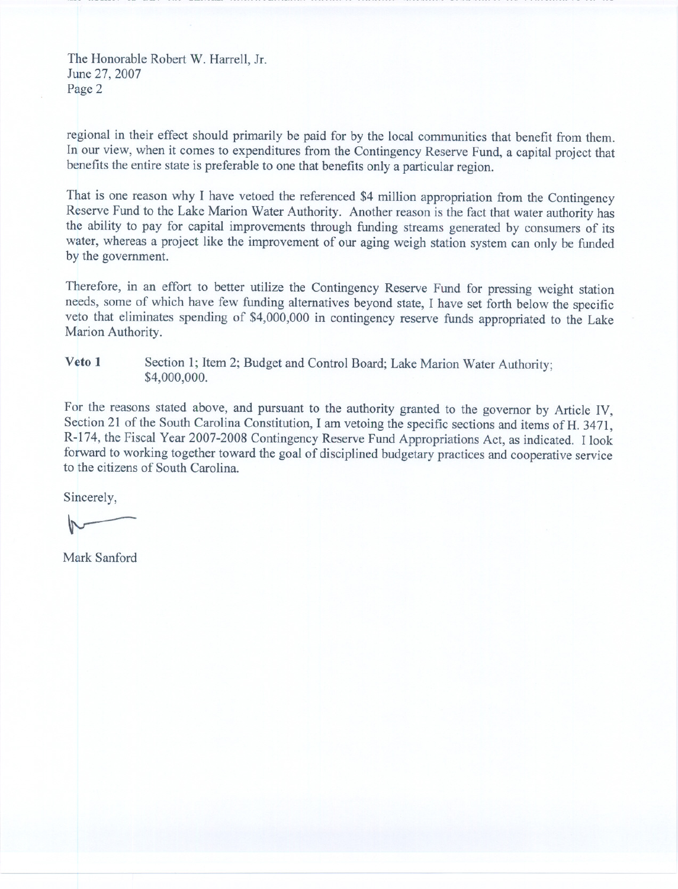The Honorable Robert W. Harrell, Jr.
June 27, 2007
Page 2

regional in their effect should primarily be paid for by the local communities that benefit from them. In our view, when it comes to expenditures from the Contingency Reserve Fund, a capital project that benefits the entire state is preferable to one that benefits only a particular region.

That is one reason why I have vetoed the referenced $4 million appropriation from the Contingency Reserve Fund to the Lake Marion Water Authority. Another reason is the fact that water authority has the ability to pay for capital improvements through funding streams generated by consumers of its water, whereas a project like the improvement of our aging weigh station system can only be funded by the government.

Therefore, in an effort to better utilize the Contingency Reserve Fund for pressing weight station needs, some of which have few funding alternatives beyond state, I have set forth below the specific veto that eliminates spending of $4,000,000 in contingency reserve funds appropriated to the Lake Marion Authority.

**Veto 1** Section 1; Item 2; Budget and Control Board; Lake Marion Water Authority; $4,000,000.

For the reasons stated above, and pursuant to the authority granted to the governor by Article IV, Section 21 of the South Carolina Constitution, I am vetoing the specific sections and items of H. 3471, R-174, the Fiscal Year 2007-2008 Contingency Reserve Fund Appropriations Act, as indicated. I look forward to working together toward the goal of disciplined budgetary practices and cooperative service to the citizens of South Carolina.

Sincerely,

Mark Sanford